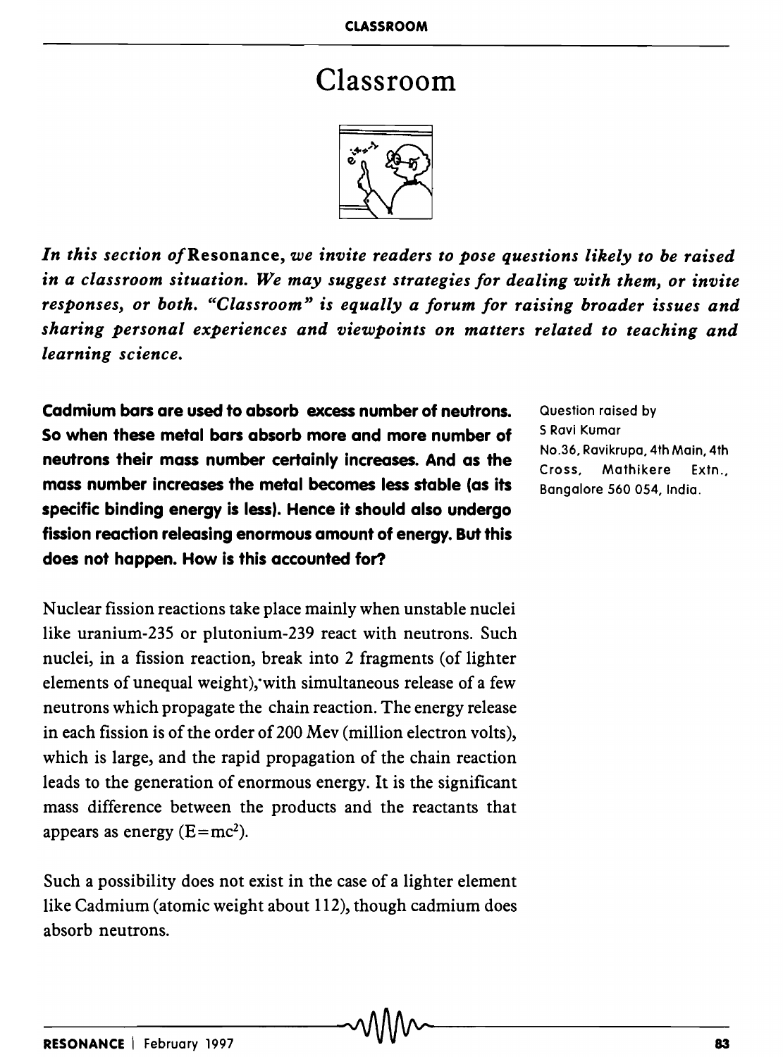# Classroom

*In this section of* Resonance, *we invite readers to pose questions likely to be raised in a classroom situation. We may suggest strategies for dealing with them, or invite responses, or both. "Classroom" is equally a forum for raising broader issues and sharing personal experiences and viewpoints on matters related to teaching and learning science.*

**Cadmium bars are used to absorb excess number of neutrons. So when these metal bars absorb more and more number of neutrons their mass number certainly increases. And as the mass number increases the metal becomes less stable (as its specific binding energy is less). Hence it should also undergo fission reaction releasing enormous amount of energy. But this does not happen. How is this accounted for?**

Question raised by
S Ravi Kumar
No.36, Ravikrupa, 4th Main, 4th Cross, Mathikere Extn., Bangalore 560 054, India.

Nuclear fission reactions take place mainly when unstable nuclei like uranium-235 or plutonium-239 react with neutrons. Such nuclei, in a fission reaction, break into 2 fragments (of lighter elements of unequal weight), with simultaneous release of a few neutrons which propagate the chain reaction. The energy release in each fission is of the order of 200 Mev (million electron volts), which is large, and the rapid propagation of the chain reaction leads to the generation of enormous energy. It is the significant mass difference between the products and the reactants that appears as energy ($E=mc^2$).

Such a possibility does not exist in the case of a lighter element like Cadmium (atomic weight about 112), though cadmium does absorb neutrons.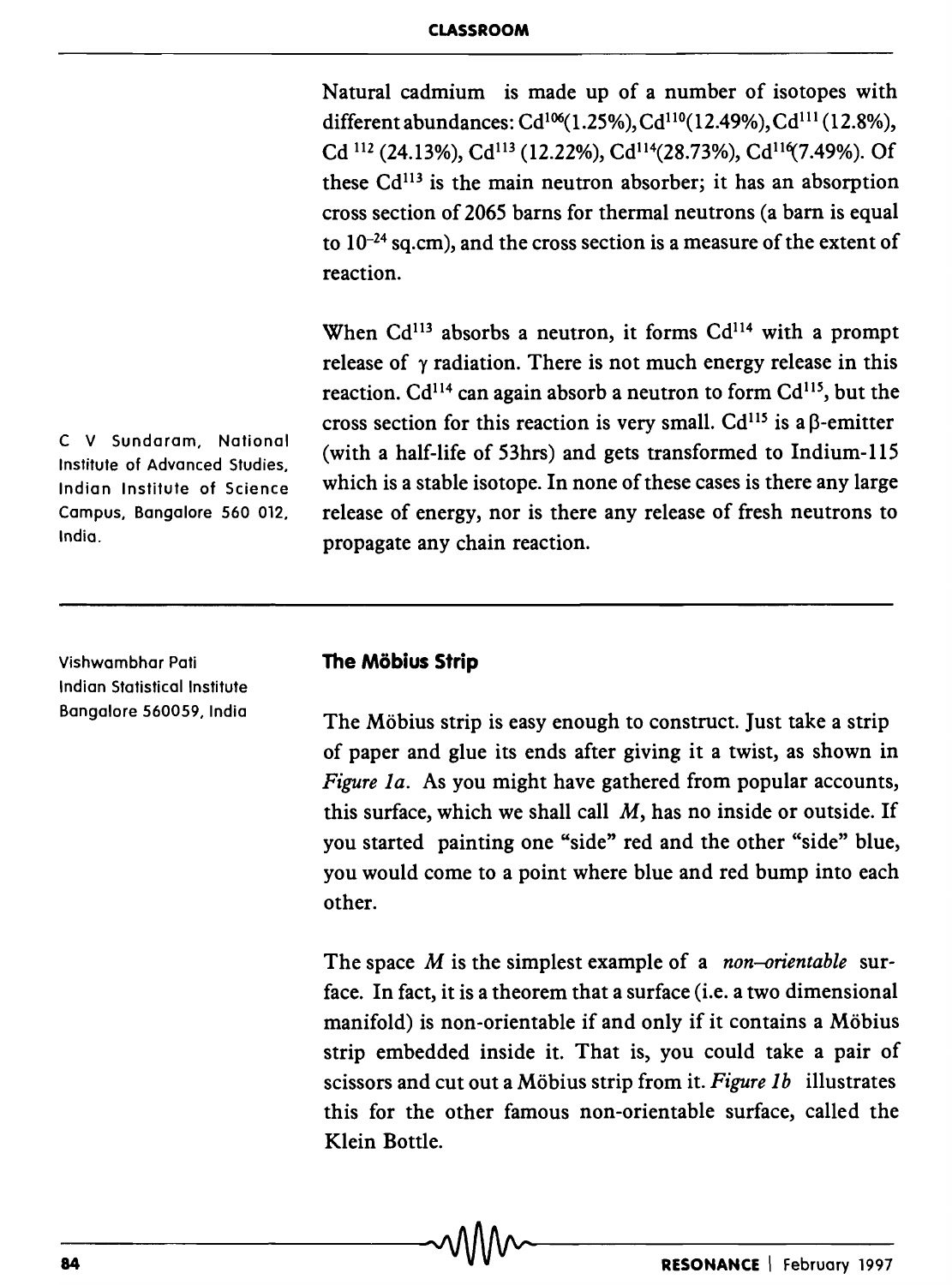Natural cadmium is made up of a number of isotopes with different abundances: $Cd^{106}$(1.25%), $Cd^{110}$(12.49%), $Cd^{111}$ (12.8%), $Cd^{112}$ (24.13%), $Cd^{113}$ (12.22%), $Cd^{114}$(28.73%), $Cd^{116}$(7.49%). Of these $Cd^{113}$ is the main neutron absorber; it has an absorption cross section of 2065 barns for thermal neutrons (a barn is equal to $10^{-24}$ sq.cm), and the cross section is a measure of the extent of reaction.

When $Cd^{113}$ absorbs a neutron, it forms $Cd^{114}$ with a prompt release of $\gamma$ radiation. There is not much energy release in this reaction. $Cd^{114}$ can again absorb a neutron to form $Cd^{115}$, but the cross section for this reaction is very small. $Cd^{115}$ is a $\beta$-emitter (with a half-life of 53hrs) and gets transformed to Indium-115 which is a stable isotope. In none of these cases is there any large release of energy, nor is there any release of fresh neutrons to propagate any chain reaction.

C V Sundaram, National Institute of Advanced Studies, Indian Institute of Science Campus, Bangalore 560 012, India.

---

Vishwambhar Pati
Indian Statistical Institute
Bangalore 560059, India

## The Möbius Strip

The Möbius strip is easy enough to construct. Just take a strip of paper and glue its ends after giving it a twist, as shown in *Figure 1a*. As you might have gathered from popular accounts, this surface, which we shall call $M$, has no inside or outside. If you started painting one "side" red and the other "side" blue, you would come to a point where blue and red bump into each other.

The space $M$ is the simplest example of a *non–orientable* surface. In fact, it is a theorem that a surface (i.e. a two dimensional manifold) is non-orientable if and only if it contains a Möbius strip embedded inside it. That is, you could take a pair of scissors and cut out a Möbius strip from it. *Figure 1b* illustrates this for the other famous non-orientable surface, called the Klein Bottle.